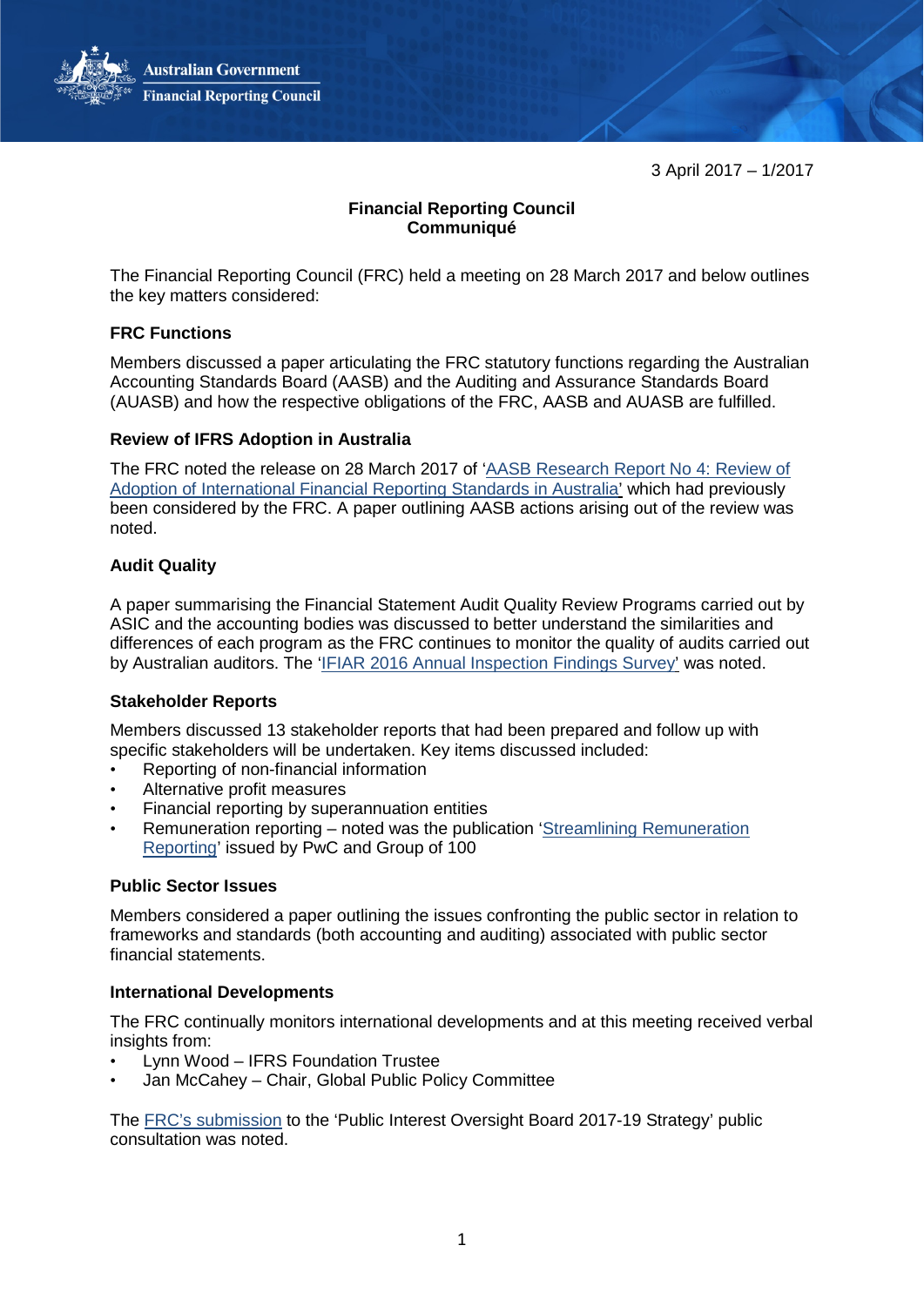Australian Government
Financial Reporting Council

3 April 2017 – 1/2017

# Financial Reporting Council Communiqué

The Financial Reporting Council (FRC) held a meeting on 28 March 2017 and below outlines the key matters considered:

## FRC Functions

Members discussed a paper articulating the FRC statutory functions regarding the Australian Accounting Standards Board (AASB) and the Auditing and Assurance Standards Board (AUASB) and how the respective obligations of the FRC, AASB and AUASB are fulfilled.

## Review of IFRS Adoption in Australia

The FRC noted the release on 28 March 2017 of 'AASB Research Report No 4: Review of Adoption of International Financial Reporting Standards in Australia' which had previously been considered by the FRC. A paper outlining AASB actions arising out of the review was noted.

## Audit Quality

A paper summarising the Financial Statement Audit Quality Review Programs carried out by ASIC and the accounting bodies was discussed to better understand the similarities and differences of each program as the FRC continues to monitor the quality of audits carried out by Australian auditors. The 'IFIAR 2016 Annual Inspection Findings Survey' was noted.

## Stakeholder Reports

Members discussed 13 stakeholder reports that had been prepared and follow up with specific stakeholders will be undertaken. Key items discussed included:

- Reporting of non-financial information
- Alternative profit measures
- Financial reporting by superannuation entities
- Remuneration reporting – noted was the publication 'Streamlining Remuneration Reporting' issued by PwC and Group of 100

## Public Sector Issues

Members considered a paper outlining the issues confronting the public sector in relation to frameworks and standards (both accounting and auditing) associated with public sector financial statements.

## International Developments

The FRC continually monitors international developments and at this meeting received verbal insights from:

- Lynn Wood – IFRS Foundation Trustee
- Jan McCahey – Chair, Global Public Policy Committee

The FRC's submission to the 'Public Interest Oversight Board 2017-19 Strategy' public consultation was noted.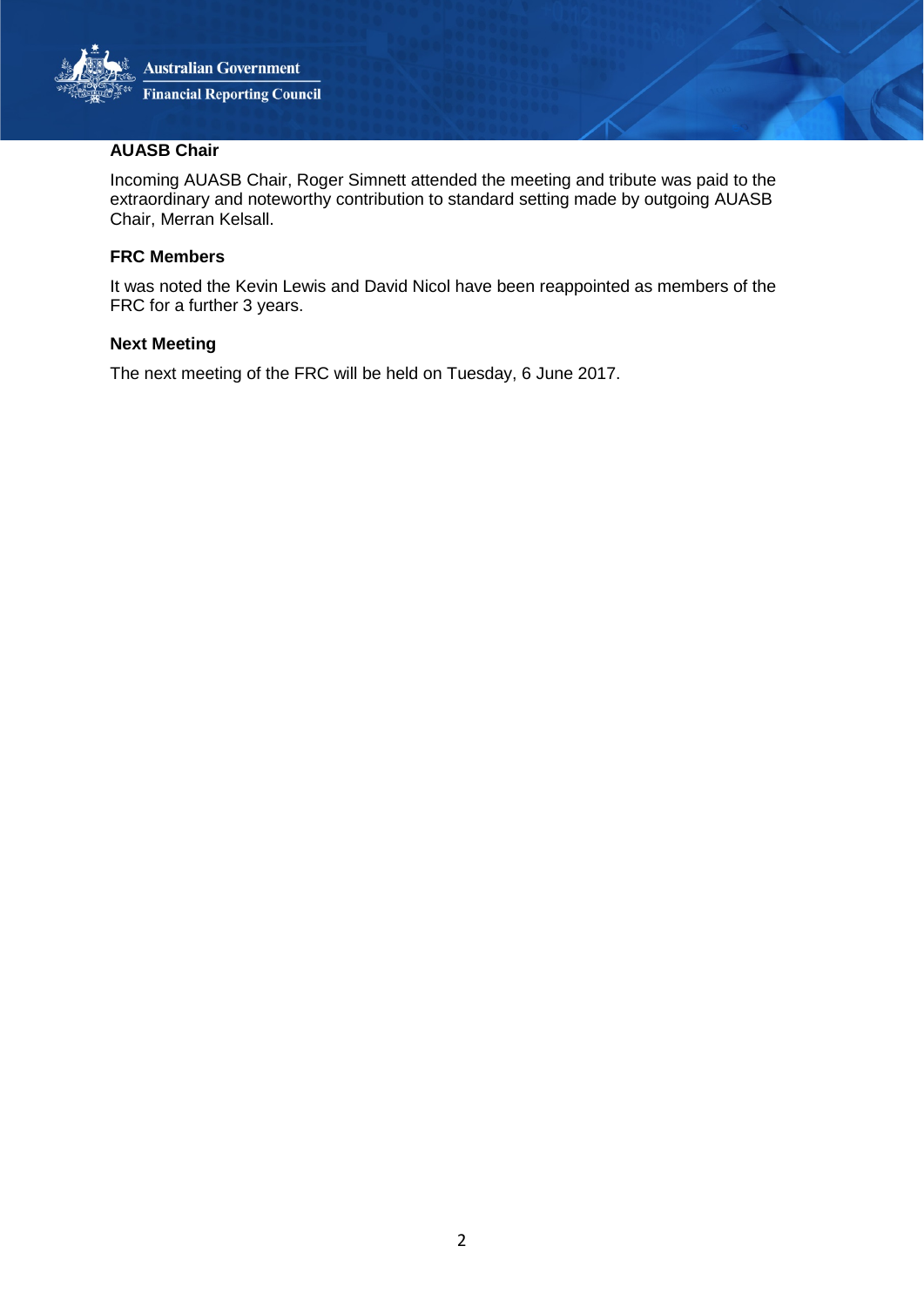**AUASB Chair**

Incoming AUASB Chair, Roger Simnett attended the meeting and tribute was paid to the extraordinary and noteworthy contribution to standard setting made by outgoing AUASB Chair, Merran Kelsall.

**FRC Members**

It was noted the Kevin Lewis and David Nicol have been reappointed as members of the FRC for a further 3 years.

**Next Meeting**

The next meeting of the FRC will be held on Tuesday, 6 June 2017.